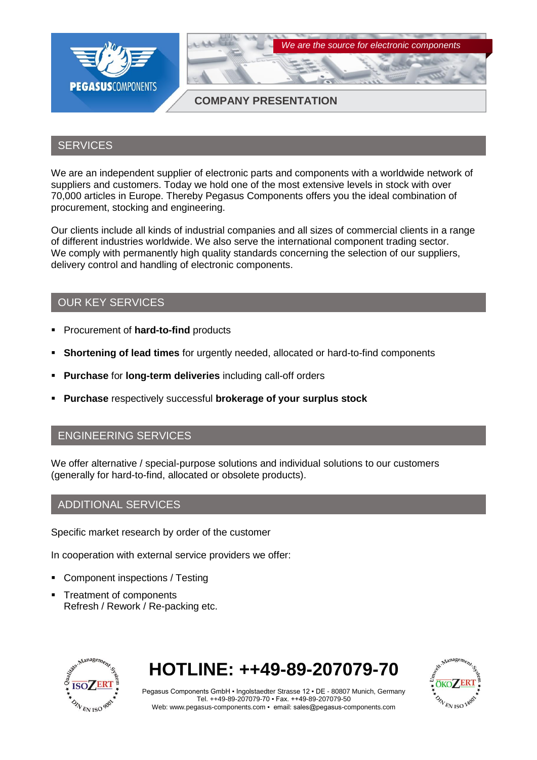PEGASUSCOMPONENTS

*We are the source for electronic components*

# COMPANY PRESENTATION

## SERVICES

We are an independent supplier of electronic parts and components with a worldwide network of suppliers and customers. Today we hold one of the most extensive levels in stock with over 70,000 articles in Europe. Thereby Pegasus Components offers you the ideal combination of procurement, stocking and engineering.

Our clients include all kinds of industrial companies and all sizes of commercial clients in a range of different industries worldwide. We also serve the international component trading sector. We comply with permanently high quality standards concerning the selection of our suppliers, delivery control and handling of electronic components.

## OUR KEY SERVICES

- Procurement of **hard-to-find** products
- **Shortening of lead times** for urgently needed, allocated or hard-to-find components
- **Purchase** for **long-term deliveries** including call-off orders
- **Purchase** respectively successful **brokerage of your surplus stock**

## ENGINEERING SERVICES

We offer alternative / special-purpose solutions and individual solutions to our customers (generally for hard-to-find, allocated or obsolete products).

## ADDITIONAL SERVICES

Specific market research by order of the customer

In cooperation with external service providers we offer:

- Component inspections / Testing
- Treatment of components
  Refresh / Rework / Re-packing etc.

Qualitäts-Management-System ISOZERT DIN EN ISO 9001

# HOTLINE: ++49-89-207079-70

Pegasus Components GmbH • Ingolstaedter Strasse 12 • DE - 80807 Munich, Germany
Tel. ++49-89-207079-70 • Fax. ++49-89-207079-50
Web: www.pegasus-components.com • email: sales@pegasus-components.com

Umwelt-Management-System ÖKOZERT DIN EN ISO 14001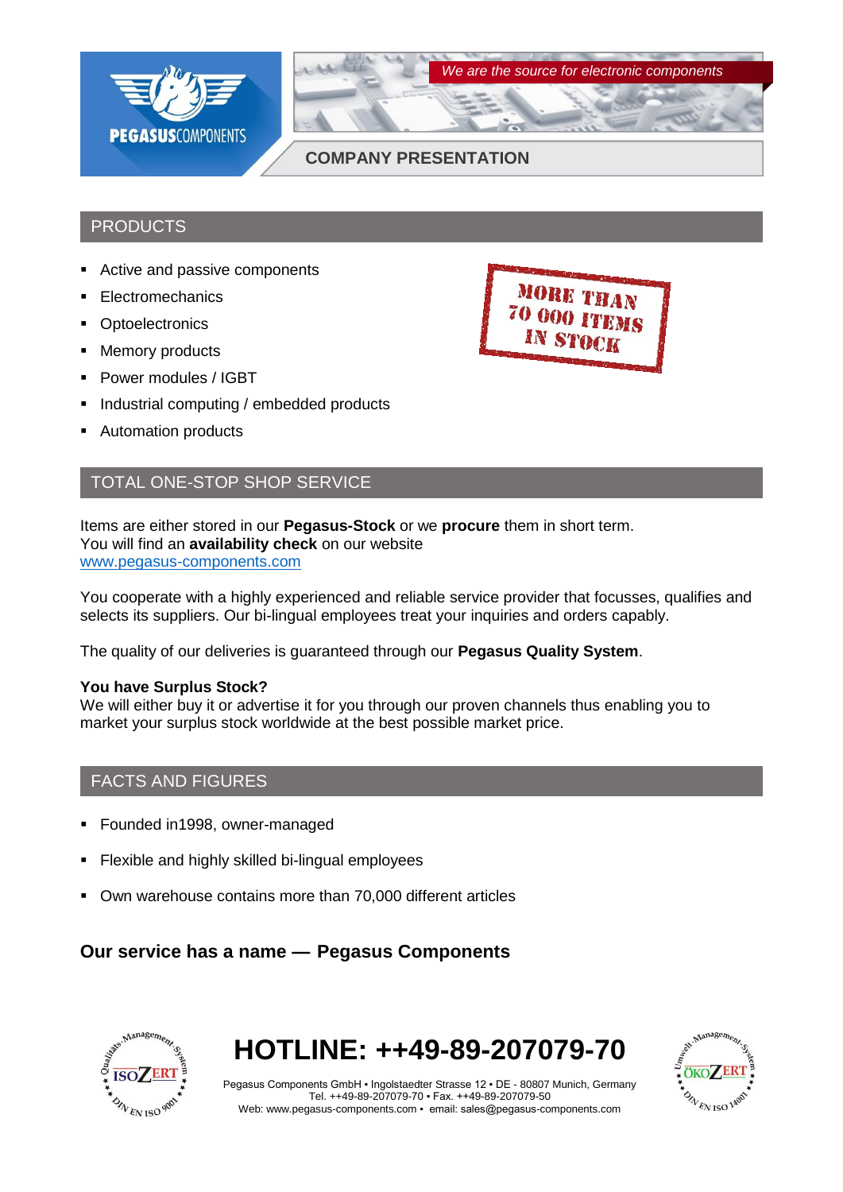PEGASUSCOMPONENTS

*We are the source for electronic components*

# COMPANY PRESENTATION

## PRODUCTS

- Active and passive components
- Electromechanics
- Optoelectronics
- Memory products
- Power modules / IGBT
- Industrial computing / embedded products
- Automation products

MORE THAN 70 000 ITEMS IN STOCK

## TOTAL ONE-STOP SHOP SERVICE

Items are either stored in our **Pegasus-Stock** or we **procure** them in short term.
You will find an **availability check** on our website
www.pegasus-components.com

You cooperate with a highly experienced and reliable service provider that focusses, qualifies and selects its suppliers. Our bi-lingual employees treat your inquiries and orders capably.

The quality of our deliveries is guaranteed through our **Pegasus Quality System**.

**You have Surplus Stock?**
We will either buy it or advertise it for you through our proven channels thus enabling you to market your surplus stock worldwide at the best possible market price.

## FACTS AND FIGURES

- Founded in1998, owner-managed
- Flexible and highly skilled bi-lingual employees
- Own warehouse contains more than 70,000 different articles

### Our service has a name — Pegasus Components

Qualitäts-Management-System ISOZERT DIN EN ISO 9001

# HOTLINE: ++49-89-207079-70

Pegasus Components GmbH • Ingolstaedter Strasse 12 • DE - 80807 Munich, Germany
Tel. ++49-89-207079-70 • Fax. ++49-89-207079-50
Web: www.pegasus-components.com • email: sales@pegasus-components.com

Umwelt-Management-System ÖKOZERT DIN EN ISO 14001